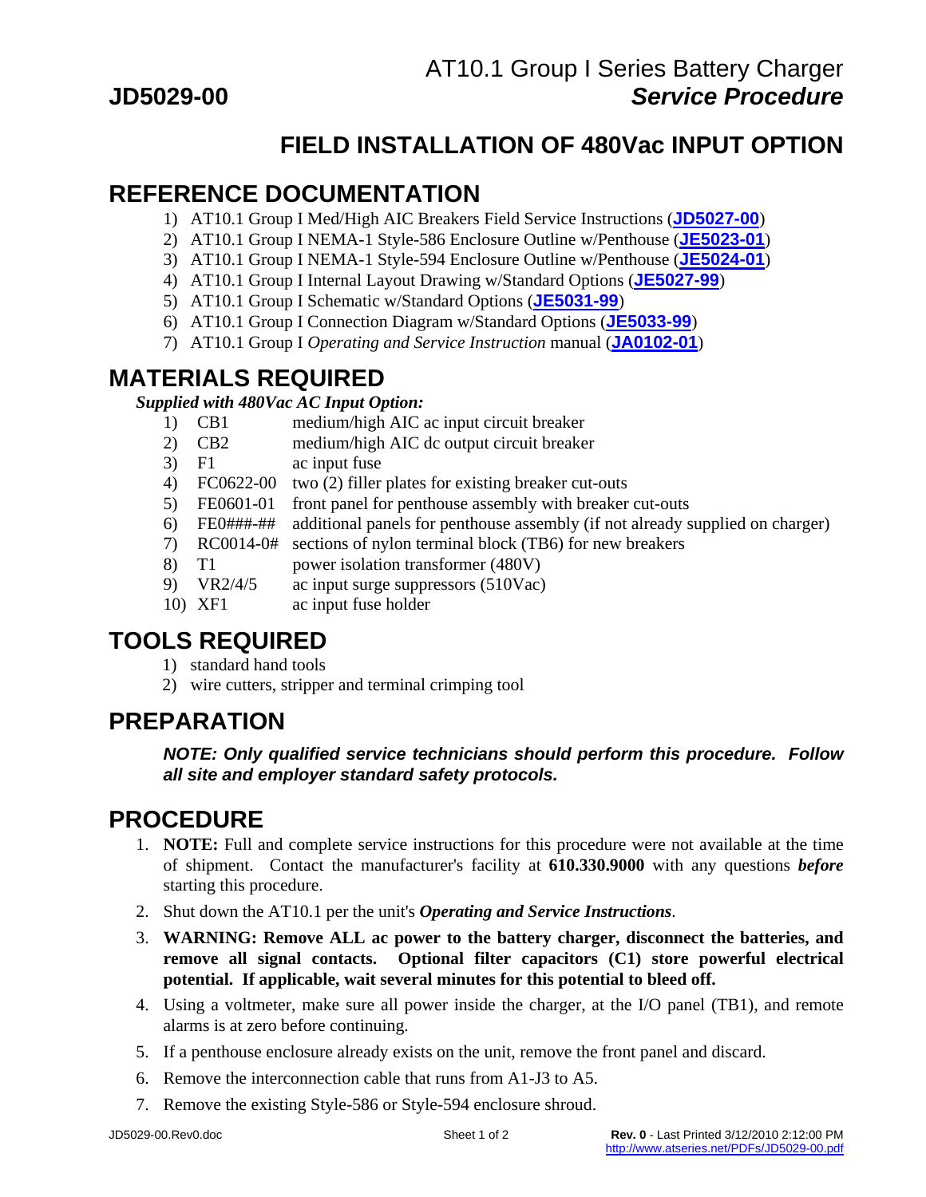**JD5029-00**

AT10.1 Group I Series Battery Charger
***Service Procedure***

# FIELD INSTALLATION OF 480Vac INPUT OPTION

## REFERENCE DOCUMENTATION

1) AT10.1 Group I Med/High AIC Breakers Field Service Instructions (**JD5027-00**)
2) AT10.1 Group I NEMA-1 Style-586 Enclosure Outline w/Penthouse (**JE5023-01**)
3) AT10.1 Group I NEMA-1 Style-594 Enclosure Outline w/Penthouse (**JE5024-01**)
4) AT10.1 Group I Internal Layout Drawing w/Standard Options (**JE5027-99**)
5) AT10.1 Group I Schematic w/Standard Options (**JE5031-99**)
6) AT10.1 Group I Connection Diagram w/Standard Options (**JE5033-99**)
7) AT10.1 Group I *Operating and Service Instruction* manual (**JA0102-01**)

## MATERIALS REQUIRED

***Supplied with 480Vac AC Input Option:***

1) CB1 medium/high AIC ac input circuit breaker
2) CB2 medium/high AIC dc output circuit breaker
3) F1 ac input fuse
4) FC0622-00 two (2) filler plates for existing breaker cut-outs
5) FE0601-01 front panel for penthouse assembly with breaker cut-outs
6) FE0###-## additional panels for penthouse assembly (if not already supplied on charger)
7) RC0014-0# sections of nylon terminal block (TB6) for new breakers
8) T1 power isolation transformer (480V)
9) VR2/4/5 ac input surge suppressors (510Vac)
10) XF1 ac input fuse holder

## TOOLS REQUIRED

1) standard hand tools
2) wire cutters, stripper and terminal crimping tool

## PREPARATION

***NOTE: Only qualified service technicians should perform this procedure. Follow all site and employer standard safety protocols.***

## PROCEDURE

1. **NOTE:** Full and complete service instructions for this procedure were not available at the time of shipment. Contact the manufacturer's facility at **610.330.9000** with any questions ***before*** starting this procedure.
2. Shut down the AT10.1 per the unit's ***Operating and Service Instructions***.
3. **WARNING: Remove ALL ac power to the battery charger, disconnect the batteries, and remove all signal contacts. Optional filter capacitors (C1) store powerful electrical potential. If applicable, wait several minutes for this potential to bleed off.**
4. Using a voltmeter, make sure all power inside the charger, at the I/O panel (TB1), and remote alarms is at zero before continuing.
5. If a penthouse enclosure already exists on the unit, remove the front panel and discard.
6. Remove the interconnection cable that runs from A1-J3 to A5.
7. Remove the existing Style-586 or Style-594 enclosure shroud.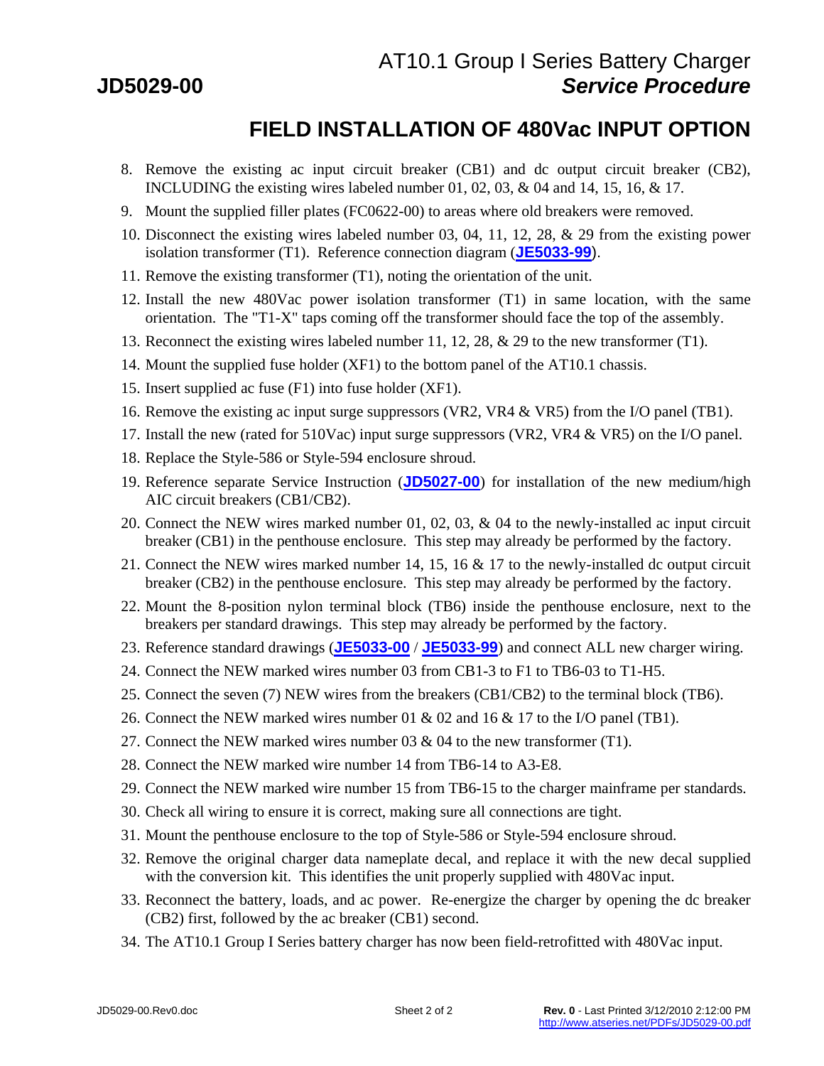# FIELD INSTALLATION OF 480Vac INPUT OPTION

8. Remove the existing ac input circuit breaker (CB1) and dc output circuit breaker (CB2), INCLUDING the existing wires labeled number 01, 02, 03, & 04 and 14, 15, 16, & 17.
9. Mount the supplied filler plates (FC0622-00) to areas where old breakers were removed.
10. Disconnect the existing wires labeled number 03, 04, 11, 12, 28, & 29 from the existing power isolation transformer (T1). Reference connection diagram (**JE5033-99**).
11. Remove the existing transformer (T1), noting the orientation of the unit.
12. Install the new 480Vac power isolation transformer (T1) in same location, with the same orientation. The "T1-X" taps coming off the transformer should face the top of the assembly.
13. Reconnect the existing wires labeled number 11, 12, 28, & 29 to the new transformer (T1).
14. Mount the supplied fuse holder (XF1) to the bottom panel of the AT10.1 chassis.
15. Insert supplied ac fuse (F1) into fuse holder (XF1).
16. Remove the existing ac input surge suppressors (VR2, VR4 & VR5) from the I/O panel (TB1).
17. Install the new (rated for 510Vac) input surge suppressors (VR2, VR4 & VR5) on the I/O panel.
18. Replace the Style-586 or Style-594 enclosure shroud.
19. Reference separate Service Instruction (**JD5027-00**) for installation of the new medium/high AIC circuit breakers (CB1/CB2).
20. Connect the NEW wires marked number 01, 02, 03, & 04 to the newly-installed ac input circuit breaker (CB1) in the penthouse enclosure. This step may already be performed by the factory.
21. Connect the NEW wires marked number 14, 15, 16 & 17 to the newly-installed dc output circuit breaker (CB2) in the penthouse enclosure. This step may already be performed by the factory.
22. Mount the 8-position nylon terminal block (TB6) inside the penthouse enclosure, next to the breakers per standard drawings. This step may already be performed by the factory.
23. Reference standard drawings (**JE5033-00** / **JE5033-99**) and connect ALL new charger wiring.
24. Connect the NEW marked wires number 03 from CB1-3 to F1 to TB6-03 to T1-H5.
25. Connect the seven (7) NEW wires from the breakers (CB1/CB2) to the terminal block (TB6).
26. Connect the NEW marked wires number 01 & 02 and 16 & 17 to the I/O panel (TB1).
27. Connect the NEW marked wires number 03 & 04 to the new transformer (T1).
28. Connect the NEW marked wire number 14 from TB6-14 to A3-E8.
29. Connect the NEW marked wire number 15 from TB6-15 to the charger mainframe per standards.
30. Check all wiring to ensure it is correct, making sure all connections are tight.
31. Mount the penthouse enclosure to the top of Style-586 or Style-594 enclosure shroud.
32. Remove the original charger data nameplate decal, and replace it with the new decal supplied with the conversion kit. This identifies the unit properly supplied with 480Vac input.
33. Reconnect the battery, loads, and ac power. Re-energize the charger by opening the dc breaker (CB2) first, followed by the ac breaker (CB1) second.
34. The AT10.1 Group I Series battery charger has now been field-retrofitted with 480Vac input.